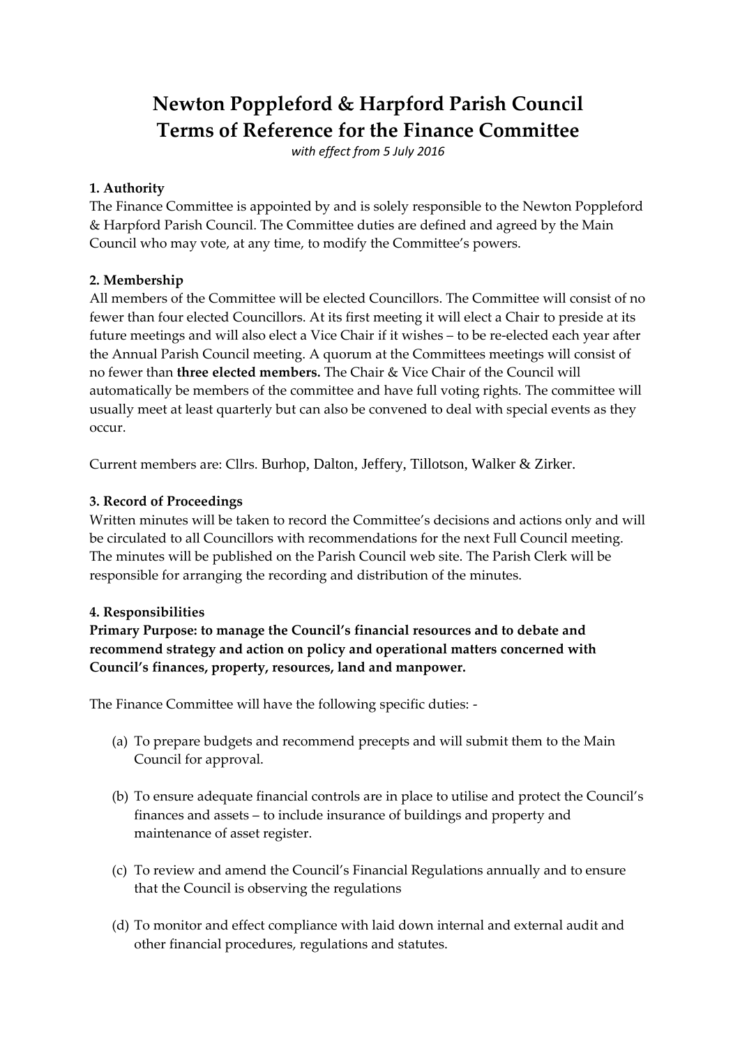# Newton Poppleford & Harpford Parish Council
# Terms of Reference for the Finance Committee

*with effect from 5 July 2016*

### 1. Authority

The Finance Committee is appointed by and is solely responsible to the Newton Poppleford & Harpford Parish Council. The Committee duties are defined and agreed by the Main Council who may vote, at any time, to modify the Committee's powers.

### 2. Membership

All members of the Committee will be elected Councillors. The Committee will consist of no fewer than four elected Councillors. At its first meeting it will elect a Chair to preside at its future meetings and will also elect a Vice Chair if it wishes – to be re-elected each year after the Annual Parish Council meeting. A quorum at the Committees meetings will consist of no fewer than **three elected members.** The Chair & Vice Chair of the Council will automatically be members of the committee and have full voting rights. The committee will usually meet at least quarterly but can also be convened to deal with special events as they occur.

Current members are: Cllrs. Burhop, Dalton, Jeffery, Tillotson, Walker & Zirker.

### 3. Record of Proceedings

Written minutes will be taken to record the Committee's decisions and actions only and will be circulated to all Councillors with recommendations for the next Full Council meeting. The minutes will be published on the Parish Council web site. The Parish Clerk will be responsible for arranging the recording and distribution of the minutes.

### 4. Responsibilities

**Primary Purpose: to manage the Council's financial resources and to debate and recommend strategy and action on policy and operational matters concerned with Council's finances, property, resources, land and manpower.**

The Finance Committee will have the following specific duties: -

(a) To prepare budgets and recommend precepts and will submit them to the Main Council for approval.

(b) To ensure adequate financial controls are in place to utilise and protect the Council's finances and assets – to include insurance of buildings and property and maintenance of asset register.

(c) To review and amend the Council's Financial Regulations annually and to ensure that the Council is observing the regulations

(d) To monitor and effect compliance with laid down internal and external audit and other financial procedures, regulations and statutes.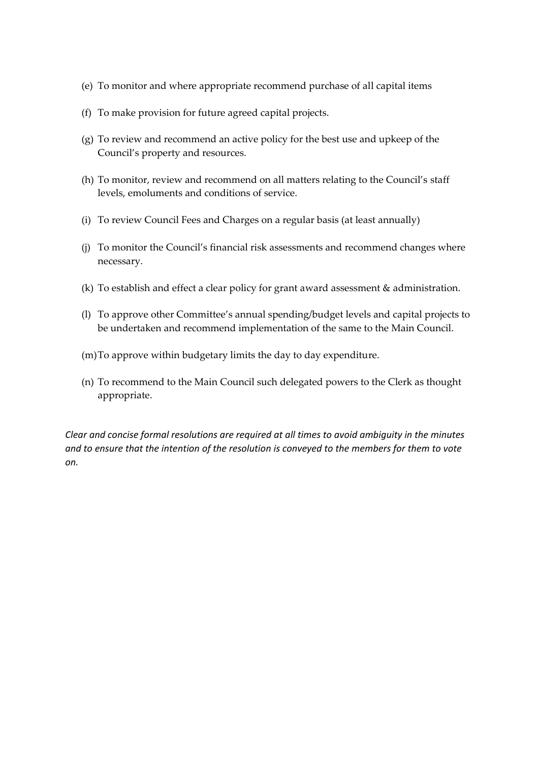(e) To monitor and where appropriate recommend purchase of all capital items

(f) To make provision for future agreed capital projects.

(g) To review and recommend an active policy for the best use and upkeep of the Council's property and resources.

(h) To monitor, review and recommend on all matters relating to the Council's staff levels, emoluments and conditions of service.

(i) To review Council Fees and Charges on a regular basis (at least annually)

(j) To monitor the Council's financial risk assessments and recommend changes where necessary.

(k) To establish and effect a clear policy for grant award assessment & administration.

(l) To approve other Committee's annual spending/budget levels and capital projects to be undertaken and recommend implementation of the same to the Main Council.

(m) To approve within budgetary limits the day to day expenditure.

(n) To recommend to the Main Council such delegated powers to the Clerk as thought appropriate.

*Clear and concise formal resolutions are required at all times to avoid ambiguity in the minutes and to ensure that the intention of the resolution is conveyed to the members for them to vote on.*